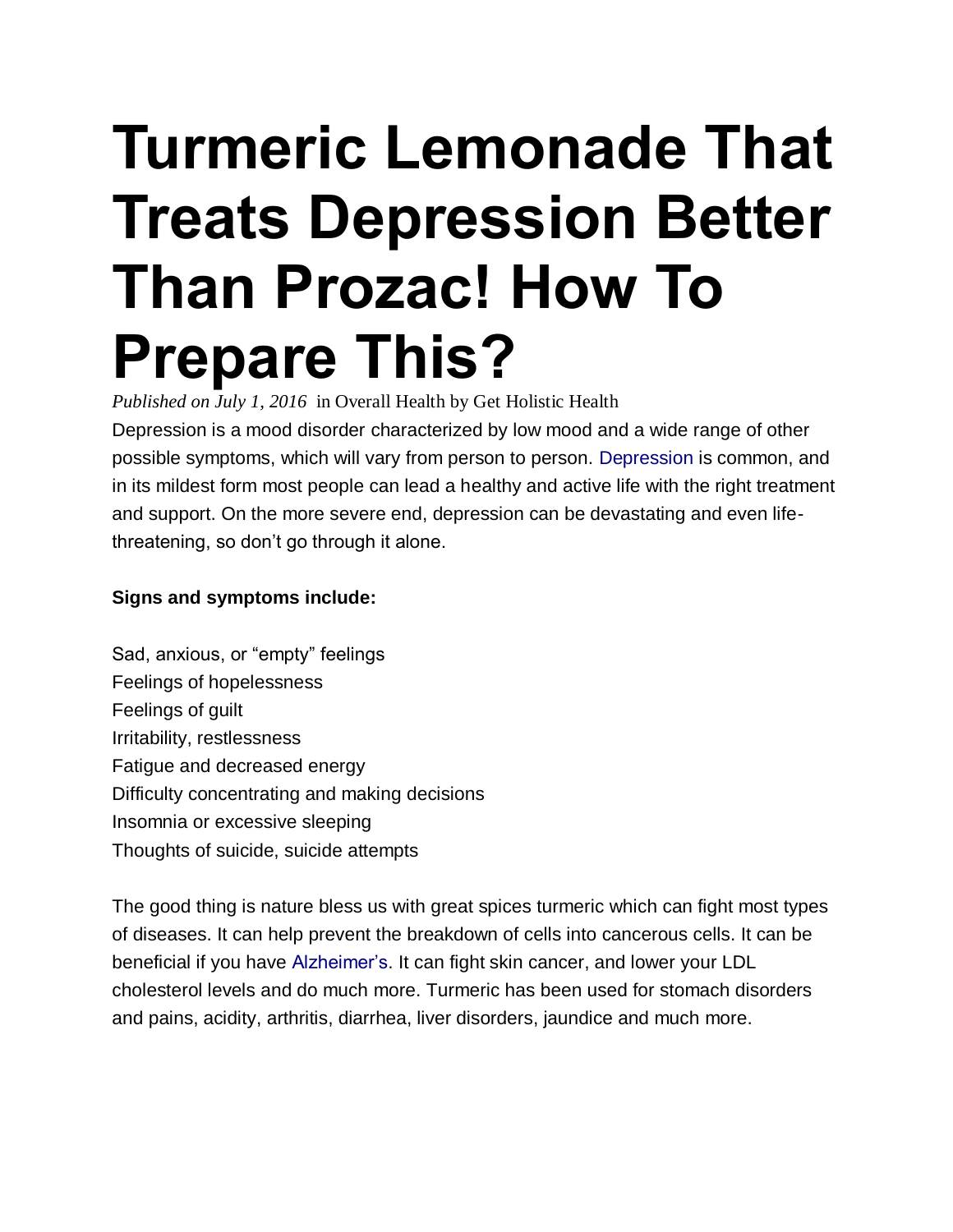# Turmeric Lemonade That Treats Depression Better Than Prozac! How To Prepare This?

*Published on July 1, 2016* in Overall Health by Get Holistic Health

Depression is a mood disorder characterized by low mood and a wide range of other possible symptoms, which will vary from person to person. Depression is common, and in its mildest form most people can lead a healthy and active life with the right treatment and support. On the more severe end, depression can be devastating and even life-threatening, so don't go through it alone.

**Signs and symptoms include:**

Sad, anxious, or "empty" feelings
Feelings of hopelessness
Feelings of guilt
Irritability, restlessness
Fatigue and decreased energy
Difficulty concentrating and making decisions
Insomnia or excessive sleeping
Thoughts of suicide, suicide attempts

The good thing is nature bless us with great spices turmeric which can fight most types of diseases. It can help prevent the breakdown of cells into cancerous cells. It can be beneficial if you have Alzheimer's. It can fight skin cancer, and lower your LDL cholesterol levels and do much more. Turmeric has been used for stomach disorders and pains, acidity, arthritis, diarrhea, liver disorders, jaundice and much more.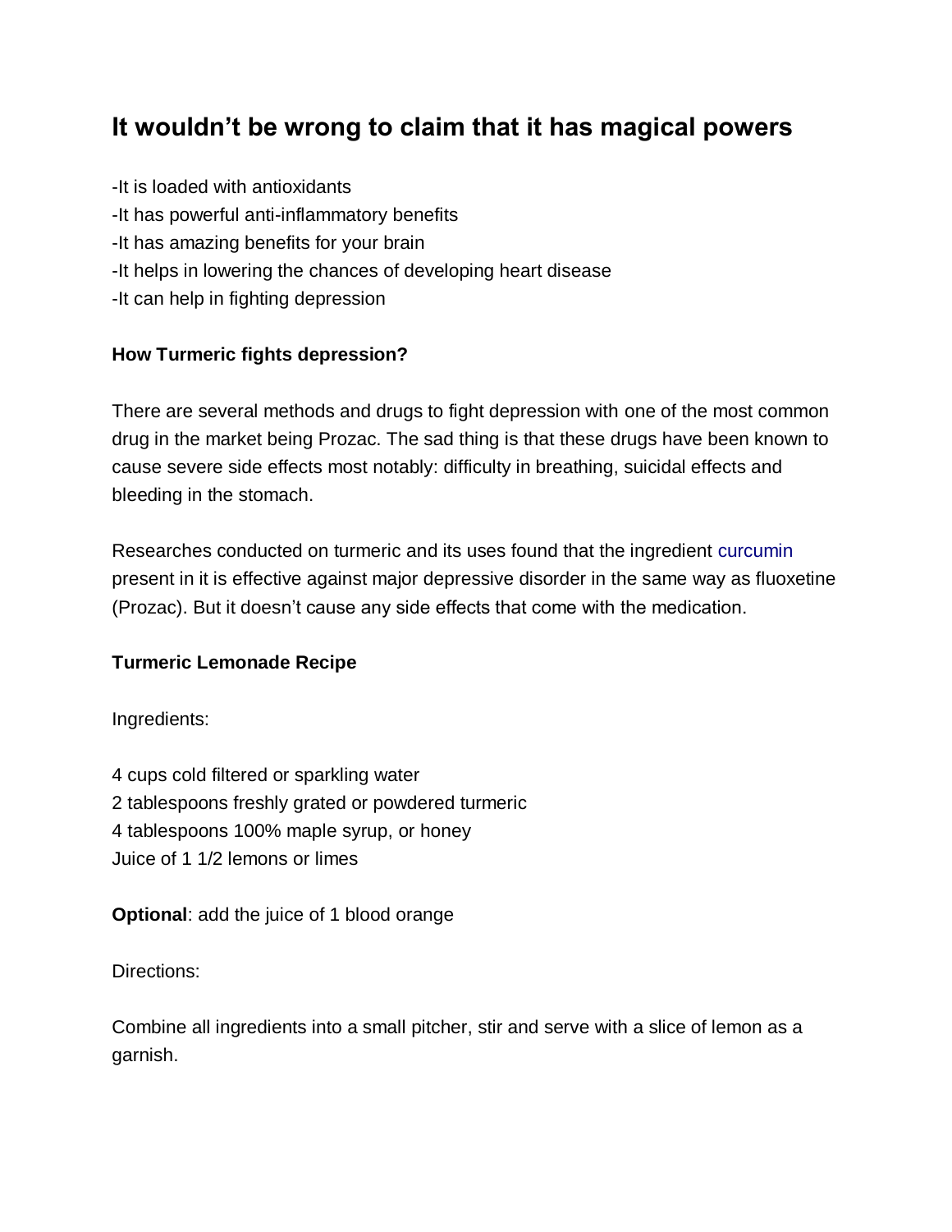## It wouldn’t be wrong to claim that it has magical powers

-It is loaded with antioxidants
-It has powerful anti-inflammatory benefits
-It has amazing benefits for your brain
-It helps in lowering the chances of developing heart disease
-It can help in fighting depression

**How Turmeric fights depression?**

There are several methods and drugs to fight depression with one of the most common drug in the market being Prozac. The sad thing is that these drugs have been known to cause severe side effects most notably: difficulty in breathing, suicidal effects and bleeding in the stomach.

Researches conducted on turmeric and its uses found that the ingredient curcumin present in it is effective against major depressive disorder in the same way as fluoxetine (Prozac). But it doesn’t cause any side effects that come with the medication.

**Turmeric Lemonade Recipe**

Ingredients:

4 cups cold filtered or sparkling water
2 tablespoons freshly grated or powdered turmeric
4 tablespoons 100% maple syrup, or honey
Juice of 1 1/2 lemons or limes

**Optional**: add the juice of 1 blood orange

Directions:

Combine all ingredients into a small pitcher, stir and serve with a slice of lemon as a garnish.